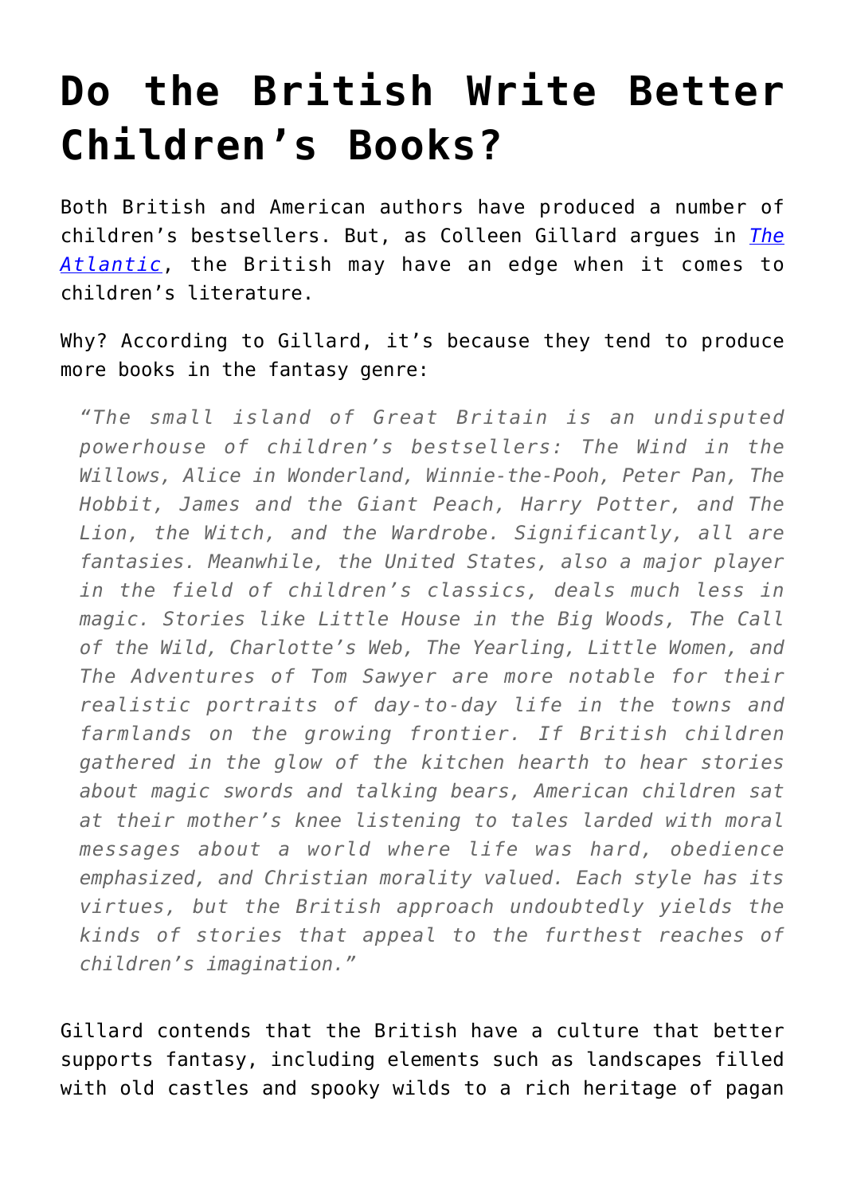# Do the British Write Better Children's Books?

Both British and American authors have produced a number of children's bestsellers. But, as Colleen Gillard argues in [*The Atlantic*](), the British may have an edge when it comes to children's literature.

Why? According to Gillard, it's because they tend to produce more books in the fantasy genre:

> *"The small island of Great Britain is an undisputed powerhouse of children's bestsellers: The Wind in the Willows, Alice in Wonderland, Winnie-the-Pooh, Peter Pan, The Hobbit, James and the Giant Peach, Harry Potter, and The Lion, the Witch, and the Wardrobe. Significantly, all are fantasies. Meanwhile, the United States, also a major player in the field of children's classics, deals much less in magic. Stories like Little House in the Big Woods, The Call of the Wild, Charlotte's Web, The Yearling, Little Women, and The Adventures of Tom Sawyer are more notable for their realistic portraits of day-to-day life in the towns and farmlands on the growing frontier. If British children gathered in the glow of the kitchen hearth to hear stories about magic swords and talking bears, American children sat at their mother's knee listening to tales larded with moral messages about a world where life was hard, obedience emphasized, and Christian morality valued. Each style has its virtues, but the British approach undoubtedly yields the kinds of stories that appeal to the furthest reaches of children's imagination."*

Gillard contends that the British have a culture that better supports fantasy, including elements such as landscapes filled with old castles and spooky wilds to a rich heritage of pagan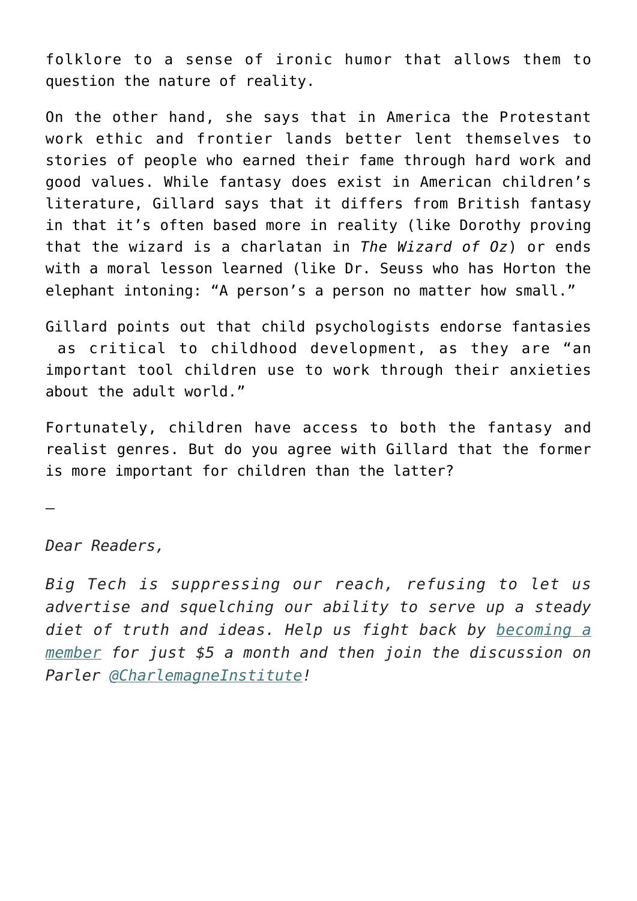folklore to a sense of ironic humor that allows them to question the nature of reality.

On the other hand, she says that in America the Protestant work ethic and frontier lands better lent themselves to stories of people who earned their fame through hard work and good values. While fantasy does exist in American children's literature, Gillard says that it differs from British fantasy in that it's often based more in reality (like Dorothy proving that the wizard is a charlatan in *The Wizard of Oz*) or ends with a moral lesson learned (like Dr. Seuss who has Horton the elephant intoning: "A person's a person no matter how small."

Gillard points out that child psychologists endorse fantasies as critical to childhood development, as they are "an important tool children use to work through their anxieties about the adult world."

Fortunately, children have access to both the fantasy and realist genres. But do you agree with Gillard that the former is more important for children than the latter?

—

*Dear Readers,*

*Big Tech is suppressing our reach, refusing to let us advertise and squelching our ability to serve up a steady diet of truth and ideas. Help us fight back by becoming a member for just $5 a month and then join the discussion on Parler @CharlemagneInstitute!*